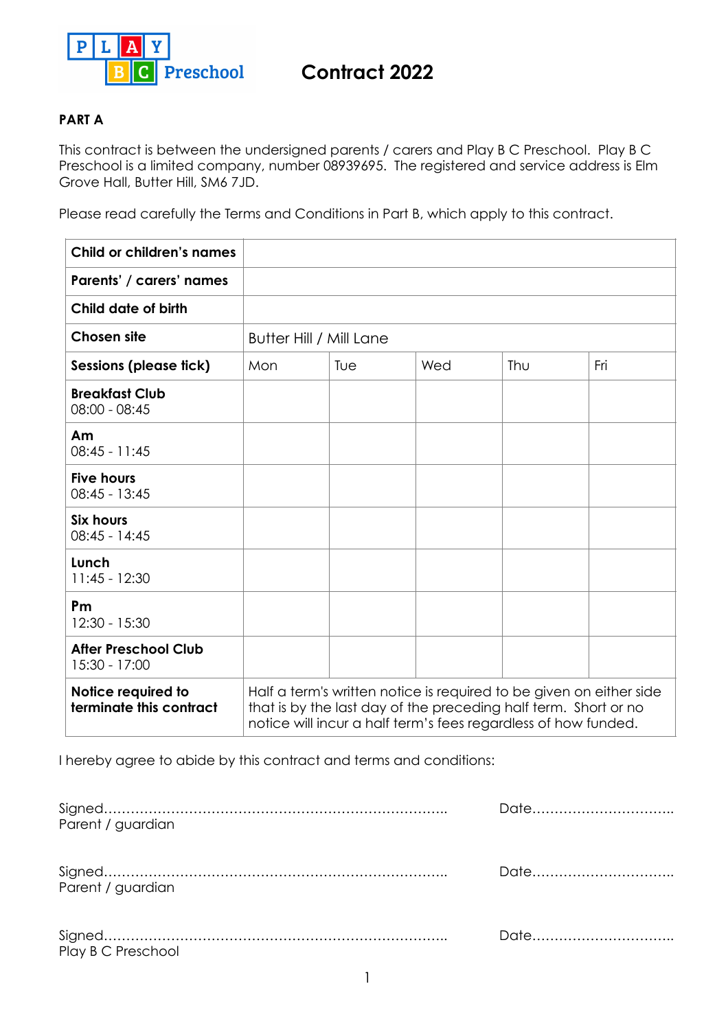PLAY BC Preschool

# Contract 2022

## PART A

This contract is between the undersigned parents / carers and Play B C Preschool. Play B C Preschool is a limited company, number 08939695. The registered and service address is Elm Grove Hall, Butter Hill, SM6 7JD.

Please read carefully the Terms and Conditions in Part B, which apply to this contract.

| | | | | | |
|---|---|---|---|---|---|
| **Child or children's names** | | | | | |
| **Parents' / carers' names** | | | | | |
| **Child date of birth** | | | | | |
| **Chosen site** | Butter Hill / Mill Lane | | | | |
| **Sessions (please tick)** | Mon | Tue | Wed | Thu | Fri |
| **Breakfast Club** 08:00 - 08:45 | | | | | |
| **Am** 08:45 - 11:45 | | | | | |
| **Five hours** 08:45 - 13:45 | | | | | |
| **Six hours** 08:45 - 14:45 | | | | | |
| **Lunch** 11:45 - 12:30 | | | | | |
| **Pm** 12:30 - 15:30 | | | | | |
| **After Preschool Club** 15:30 - 17:00 | | | | | |
| **Notice required to terminate this contract** | Half a term's written notice is required to be given on either side that is by the last day of the preceding half term. Short or no notice will incur a half term's fees regardless of how funded. | | | | |

I hereby agree to abide by this contract and terms and conditions:

Signed………………………………………………………………….. Date…………………………..
Parent / guardian

Signed………………………………………………………………….. Date…………………………..
Parent / guardian

Signed………………………………………………………………….. Date…………………………..
Play B C Preschool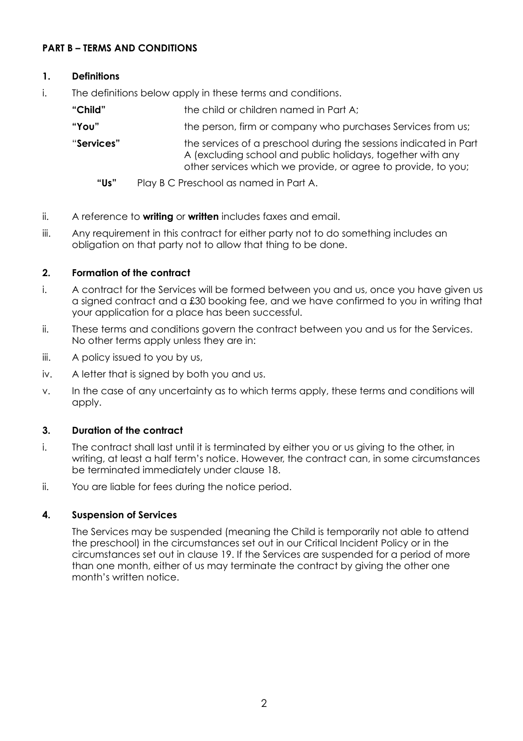**PART B – TERMS AND CONDITIONS**

**1. Definitions**

i. The definitions below apply in these terms and conditions.

| | |
|---|---|
| **"Child"** | the child or children named in Part A; |
| **"You"** | the person, firm or company who purchases Services from us; |
| "**Services**" | the services of a preschool during the sessions indicated in Part A (excluding school and public holidays, together with any other services which we provide, or agree to provide, to you; |
| **"Us"** | Play B C Preschool as named in Part A. |

ii. A reference to **writing** or **written** includes faxes and email.

iii. Any requirement in this contract for either party not to do something includes an obligation on that party not to allow that thing to be done.

**2. Formation of the contract**

i. A contract for the Services will be formed between you and us, once you have given us a signed contract and a £30 booking fee, and we have confirmed to you in writing that your application for a place has been successful.

ii. These terms and conditions govern the contract between you and us for the Services. No other terms apply unless they are in:

iii. A policy issued to you by us,

iv. A letter that is signed by both you and us.

v. In the case of any uncertainty as to which terms apply, these terms and conditions will apply.

**3. Duration of the contract**

i. The contract shall last until it is terminated by either you or us giving to the other, in writing, at least a half term's notice. However, the contract can, in some circumstances be terminated immediately under clause 18.

ii. You are liable for fees during the notice period.

**4. Suspension of Services**

The Services may be suspended (meaning the Child is temporarily not able to attend the preschool) in the circumstances set out in our Critical Incident Policy or in the circumstances set out in clause 19. If the Services are suspended for a period of more than one month, either of us may terminate the contract by giving the other one month's written notice.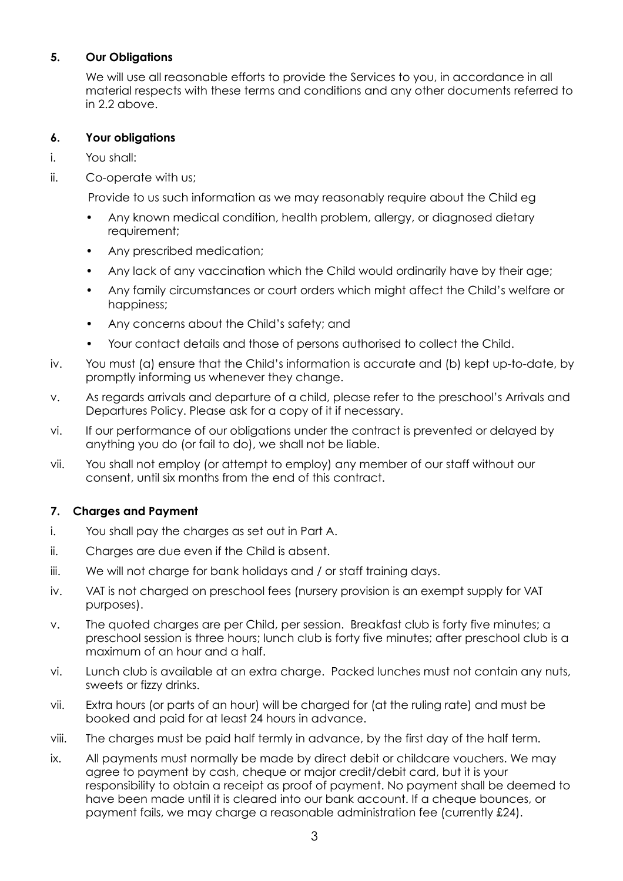**5. Our Obligations**

We will use all reasonable efforts to provide the Services to you, in accordance in all material respects with these terms and conditions and any other documents referred to in 2.2 above.

**6. Your obligations**

i. You shall:

ii. Co-operate with us;

Provide to us such information as we may reasonably require about the Child eg

- Any known medical condition, health problem, allergy, or diagnosed dietary requirement;
- Any prescribed medication;
- Any lack of any vaccination which the Child would ordinarily have by their age;
- Any family circumstances or court orders which might affect the Child's welfare or happiness;
- Any concerns about the Child's safety; and
- Your contact details and those of persons authorised to collect the Child.

iv. You must (a) ensure that the Child's information is accurate and (b) kept up-to-date, by promptly informing us whenever they change.

v. As regards arrivals and departure of a child, please refer to the preschool's Arrivals and Departures Policy. Please ask for a copy of it if necessary.

vi. If our performance of our obligations under the contract is prevented or delayed by anything you do (or fail to do), we shall not be liable.

vii. You shall not employ (or attempt to employ) any member of our staff without our consent, until six months from the end of this contract.

**7. Charges and Payment**

i. You shall pay the charges as set out in Part A.

ii. Charges are due even if the Child is absent.

iii. We will not charge for bank holidays and / or staff training days.

iv. VAT is not charged on preschool fees (nursery provision is an exempt supply for VAT purposes).

v. The quoted charges are per Child, per session. Breakfast club is forty five minutes; a preschool session is three hours; lunch club is forty five minutes; after preschool club is a maximum of an hour and a half.

vi. Lunch club is available at an extra charge. Packed lunches must not contain any nuts, sweets or fizzy drinks.

vii. Extra hours (or parts of an hour) will be charged for (at the ruling rate) and must be booked and paid for at least 24 hours in advance.

viii. The charges must be paid half termly in advance, by the first day of the half term.

ix. All payments must normally be made by direct debit or childcare vouchers. We may agree to payment by cash, cheque or major credit/debit card, but it is your responsibility to obtain a receipt as proof of payment. No payment shall be deemed to have been made until it is cleared into our bank account. If a cheque bounces, or payment fails, we may charge a reasonable administration fee (currently £24).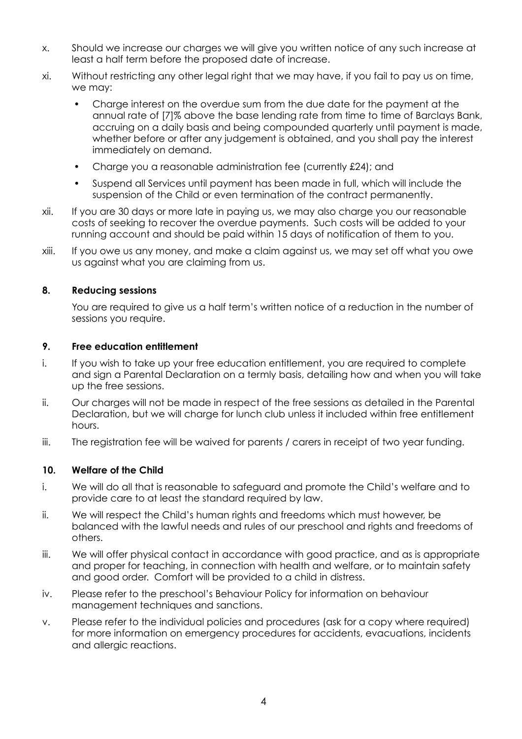x. Should we increase our charges we will give you written notice of any such increase at least a half term before the proposed date of increase.

xi. Without restricting any other legal right that we may have, if you fail to pay us on time, we may:

- Charge interest on the overdue sum from the due date for the payment at the annual rate of [7]% above the base lending rate from time to time of Barclays Bank, accruing on a daily basis and being compounded quarterly until payment is made, whether before or after any judgement is obtained, and you shall pay the interest immediately on demand.
- Charge you a reasonable administration fee (currently £24); and
- Suspend all Services until payment has been made in full, which will include the suspension of the Child or even termination of the contract permanently.

xii. If you are 30 days or more late in paying us, we may also charge you our reasonable costs of seeking to recover the overdue payments. Such costs will be added to your running account and should be paid within 15 days of notification of them to you.

xiii. If you owe us any money, and make a claim against us, we may set off what you owe us against what you are claiming from us.

### 8. Reducing sessions

You are required to give us a half term's written notice of a reduction in the number of sessions you require.

### 9. Free education entitlement

i. If you wish to take up your free education entitlement, you are required to complete and sign a Parental Declaration on a termly basis, detailing how and when you will take up the free sessions.

ii. Our charges will not be made in respect of the free sessions as detailed in the Parental Declaration, but we will charge for lunch club unless it included within free entitlement hours.

iii. The registration fee will be waived for parents / carers in receipt of two year funding.

### 10. Welfare of the Child

i. We will do all that is reasonable to safeguard and promote the Child's welfare and to provide care to at least the standard required by law.

ii. We will respect the Child's human rights and freedoms which must however, be balanced with the lawful needs and rules of our preschool and rights and freedoms of others.

iii. We will offer physical contact in accordance with good practice, and as is appropriate and proper for teaching, in connection with health and welfare, or to maintain safety and good order. Comfort will be provided to a child in distress.

iv. Please refer to the preschool's Behaviour Policy for information on behaviour management techniques and sanctions.

v. Please refer to the individual policies and procedures (ask for a copy where required) for more information on emergency procedures for accidents, evacuations, incidents and allergic reactions.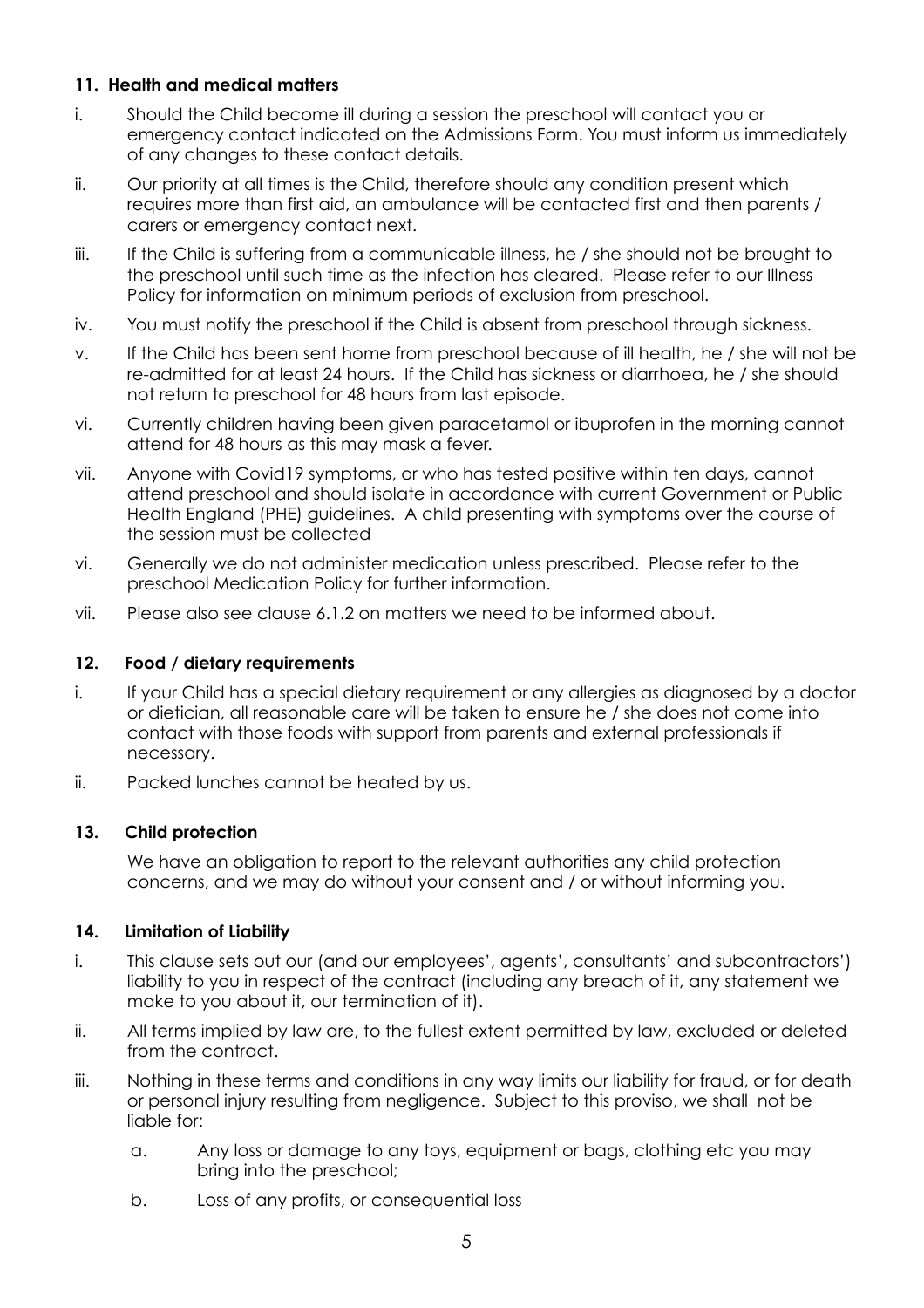**11. Health and medical matters**

i. Should the Child become ill during a session the preschool will contact you or emergency contact indicated on the Admissions Form. You must inform us immediately of any changes to these contact details.

ii. Our priority at all times is the Child, therefore should any condition present which requires more than first aid, an ambulance will be contacted first and then parents / carers or emergency contact next.

iii. If the Child is suffering from a communicable illness, he / she should not be brought to the preschool until such time as the infection has cleared. Please refer to our Illness Policy for information on minimum periods of exclusion from preschool.

iv. You must notify the preschool if the Child is absent from preschool through sickness.

v. If the Child has been sent home from preschool because of ill health, he / she will not be re-admitted for at least 24 hours. If the Child has sickness or diarrhoea, he / she should not return to preschool for 48 hours from last episode.

vi. Currently children having been given paracetamol or ibuprofen in the morning cannot attend for 48 hours as this may mask a fever.

vii. Anyone with Covid19 symptoms, or who has tested positive within ten days, cannot attend preschool and should isolate in accordance with current Government or Public Health England (PHE) guidelines. A child presenting with symptoms over the course of the session must be collected

vi. Generally we do not administer medication unless prescribed. Please refer to the preschool Medication Policy for further information.

vii. Please also see clause 6.1.2 on matters we need to be informed about.

**12. Food / dietary requirements**

i. If your Child has a special dietary requirement or any allergies as diagnosed by a doctor or dietician, all reasonable care will be taken to ensure he / she does not come into contact with those foods with support from parents and external professionals if necessary.

ii. Packed lunches cannot be heated by us.

**13. Child protection**

We have an obligation to report to the relevant authorities any child protection concerns, and we may do without your consent and / or without informing you.

**14. Limitation of Liability**

i. This clause sets out our (and our employees', agents', consultants' and subcontractors') liability to you in respect of the contract (including any breach of it, any statement we make to you about it, our termination of it).

ii. All terms implied by law are, to the fullest extent permitted by law, excluded or deleted from the contract.

iii. Nothing in these terms and conditions in any way limits our liability for fraud, or for death or personal injury resulting from negligence. Subject to this proviso, we shall not be liable for:

   a. Any loss or damage to any toys, equipment or bags, clothing etc you may bring into the preschool;

   b. Loss of any profits, or consequential loss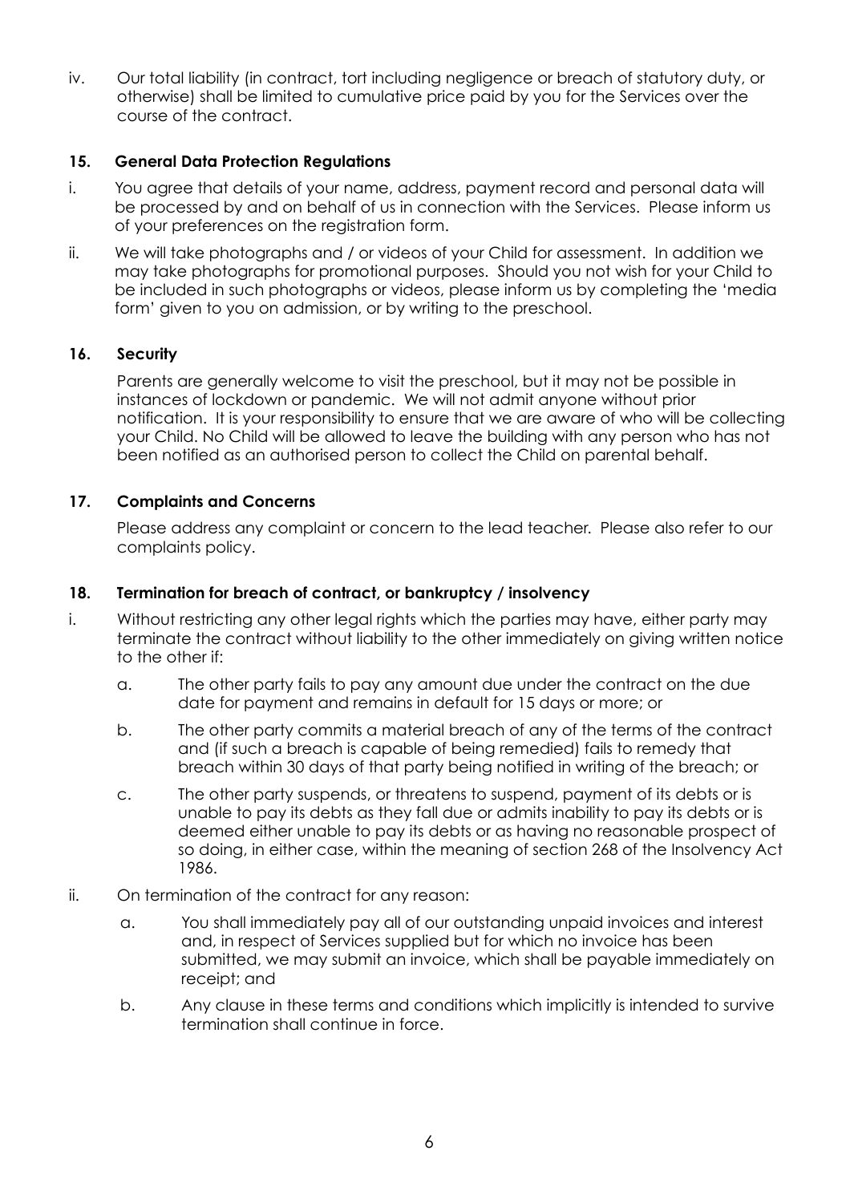iv. Our total liability (in contract, tort including negligence or breach of statutory duty, or otherwise) shall be limited to cumulative price paid by you for the Services over the course of the contract.

### 15. General Data Protection Regulations

i. You agree that details of your name, address, payment record and personal data will be processed by and on behalf of us in connection with the Services. Please inform us of your preferences on the registration form.

ii. We will take photographs and / or videos of your Child for assessment. In addition we may take photographs for promotional purposes. Should you not wish for your Child to be included in such photographs or videos, please inform us by completing the 'media form' given to you on admission, or by writing to the preschool.

### 16. Security

Parents are generally welcome to visit the preschool, but it may not be possible in instances of lockdown or pandemic. We will not admit anyone without prior notification. It is your responsibility to ensure that we are aware of who will be collecting your Child. No Child will be allowed to leave the building with any person who has not been notified as an authorised person to collect the Child on parental behalf.

### 17. Complaints and Concerns

Please address any complaint or concern to the lead teacher. Please also refer to our complaints policy.

### 18. Termination for breach of contract, or bankruptcy / insolvency

i. Without restricting any other legal rights which the parties may have, either party may terminate the contract without liability to the other immediately on giving written notice to the other if:

   a. The other party fails to pay any amount due under the contract on the due date for payment and remains in default for 15 days or more; or

   b. The other party commits a material breach of any of the terms of the contract and (if such a breach is capable of being remedied) fails to remedy that breach within 30 days of that party being notified in writing of the breach; or

   c. The other party suspends, or threatens to suspend, payment of its debts or is unable to pay its debts as they fall due or admits inability to pay its debts or is deemed either unable to pay its debts or as having no reasonable prospect of so doing, in either case, within the meaning of section 268 of the Insolvency Act 1986.

ii. On termination of the contract for any reason:

   a. You shall immediately pay all of our outstanding unpaid invoices and interest and, in respect of Services supplied but for which no invoice has been submitted, we may submit an invoice, which shall be payable immediately on receipt; and

   b. Any clause in these terms and conditions which implicitly is intended to survive termination shall continue in force.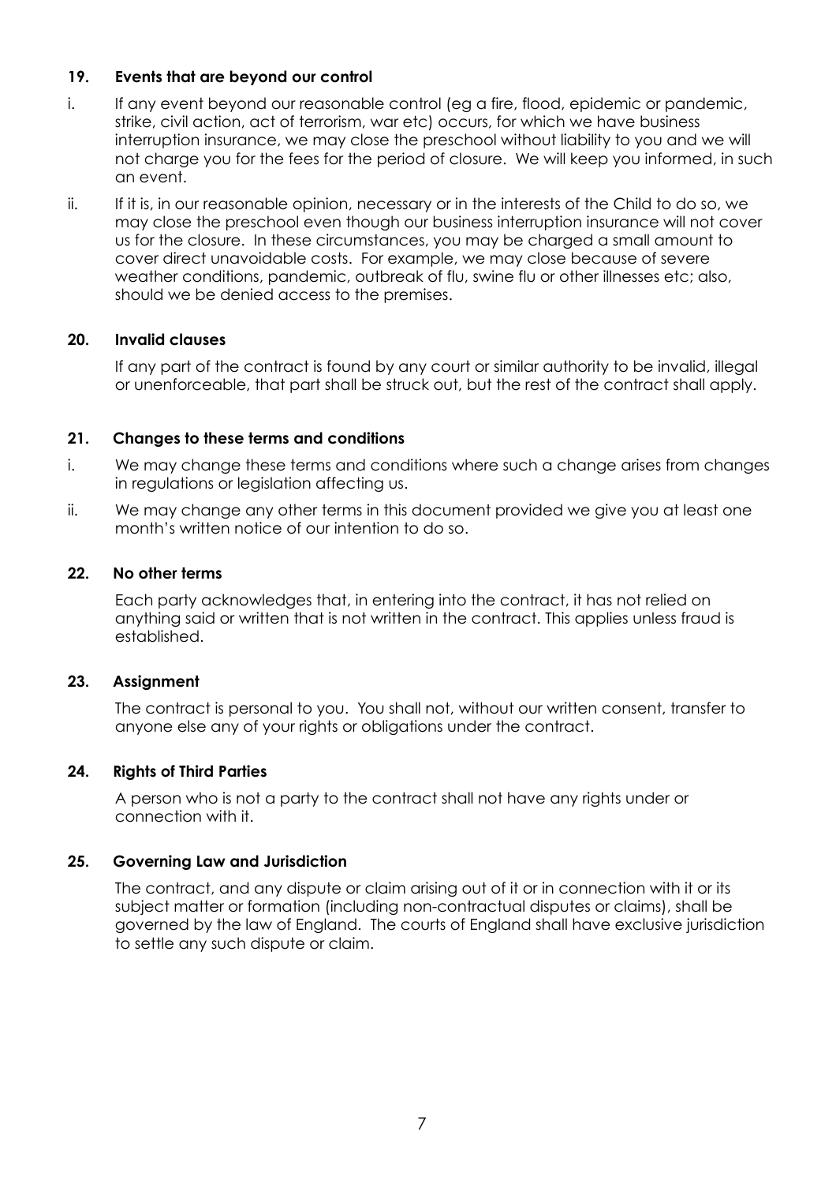### 19. Events that are beyond our control

i. If any event beyond our reasonable control (eg a fire, flood, epidemic or pandemic, strike, civil action, act of terrorism, war etc) occurs, for which we have business interruption insurance, we may close the preschool without liability to you and we will not charge you for the fees for the period of closure. We will keep you informed, in such an event.

ii. If it is, in our reasonable opinion, necessary or in the interests of the Child to do so, we may close the preschool even though our business interruption insurance will not cover us for the closure. In these circumstances, you may be charged a small amount to cover direct unavoidable costs. For example, we may close because of severe weather conditions, pandemic, outbreak of flu, swine flu or other illnesses etc; also, should we be denied access to the premises.

### 20. Invalid clauses

If any part of the contract is found by any court or similar authority to be invalid, illegal or unenforceable, that part shall be struck out, but the rest of the contract shall apply.

### 21. Changes to these terms and conditions

i. We may change these terms and conditions where such a change arises from changes in regulations or legislation affecting us.

ii. We may change any other terms in this document provided we give you at least one month's written notice of our intention to do so.

### 22. No other terms

Each party acknowledges that, in entering into the contract, it has not relied on anything said or written that is not written in the contract. This applies unless fraud is established.

### 23. Assignment

The contract is personal to you. You shall not, without our written consent, transfer to anyone else any of your rights or obligations under the contract.

### 24. Rights of Third Parties

A person who is not a party to the contract shall not have any rights under or connection with it.

### 25. Governing Law and Jurisdiction

The contract, and any dispute or claim arising out of it or in connection with it or its subject matter or formation (including non-contractual disputes or claims), shall be governed by the law of England. The courts of England shall have exclusive jurisdiction to settle any such dispute or claim.